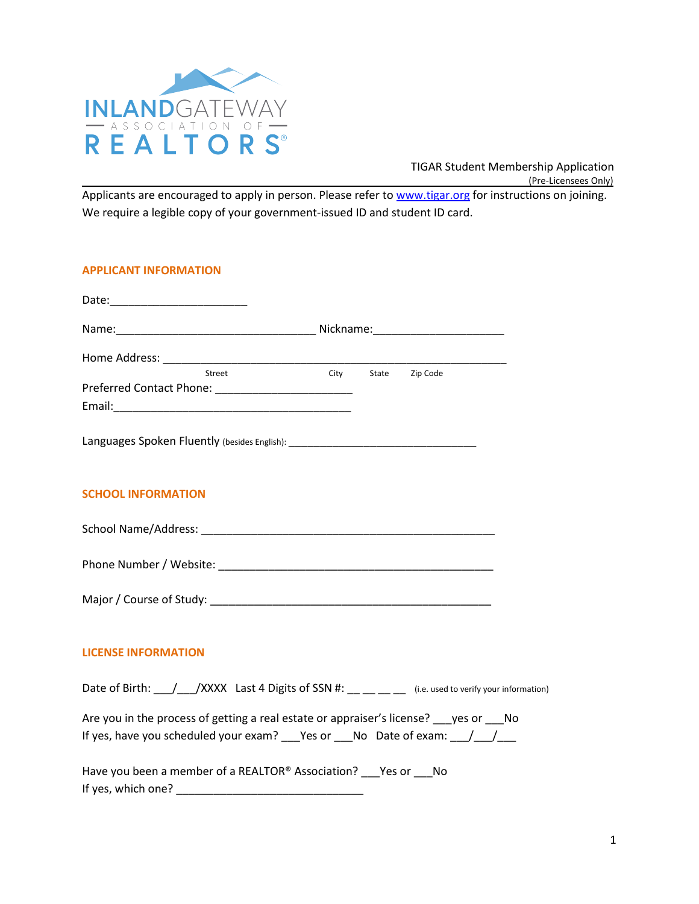INLAND GATEWAY ASSOCIATION OF REALTORS®

TIGAR Student Membership Application
(Pre-Licensees Only)

Applicants are encouraged to apply in person. Please refer to www.tigar.org for instructions on joining. We require a legible copy of your government-issued ID and student ID card.

## APPLICANT INFORMATION

Date:______________________

Name:________________________________ Nickname:_____________________

Home Address: _______________________________________________________
Street City State Zip Code

Preferred Contact Phone: ______________________

Email:_______________________________________

Languages Spoken Fluently (besides English): ______________________________

## SCHOOL INFORMATION

School Name/Address: _______________________________________________

Phone Number / Website: _____________________________________________

Major / Course of Study: _____________________________________________

## LICENSE INFORMATION

Date of Birth: ___/___/XXXX Last 4 Digits of SSN #: __ __ __ __ (i.e. used to verify your information)

Are you in the process of getting a real estate or appraiser's license? ___yes or ___No

If yes, have you scheduled your exam? ___Yes or ___No Date of exam: ___/___/___

Have you been a member of a REALTOR® Association? ___Yes or ___No

If yes, which one? ______________________________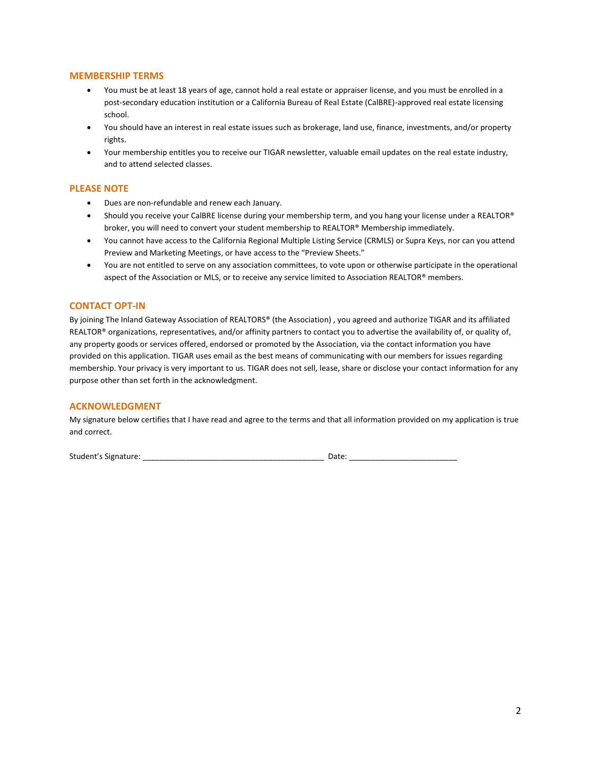## MEMBERSHIP TERMS

- You must be at least 18 years of age, cannot hold a real estate or appraiser license, and you must be enrolled in a post-secondary education institution or a California Bureau of Real Estate (CalBRE)-approved real estate licensing school.
- You should have an interest in real estate issues such as brokerage, land use, finance, investments, and/or property rights.
- Your membership entitles you to receive our TIGAR newsletter, valuable email updates on the real estate industry, and to attend selected classes.

## PLEASE NOTE

- Dues are non-refundable and renew each January.
- Should you receive your CalBRE license during your membership term, and you hang your license under a REALTOR® broker, you will need to convert your student membership to REALTOR® Membership immediately.
- You cannot have access to the California Regional Multiple Listing Service (CRMLS) or Supra Keys, nor can you attend Preview and Marketing Meetings, or have access to the "Preview Sheets."
- You are not entitled to serve on any association committees, to vote upon or otherwise participate in the operational aspect of the Association or MLS, or to receive any service limited to Association REALTOR® members.

## CONTACT OPT-IN

By joining The Inland Gateway Association of REALTORS® (the Association) , you agreed and authorize TIGAR and its affiliated REALTOR® organizations, representatives, and/or affinity partners to contact you to advertise the availability of, or quality of, any property goods or services offered, endorsed or promoted by the Association, via the contact information you have provided on this application. TIGAR uses email as the best means of communicating with our members for issues regarding membership. Your privacy is very important to us. TIGAR does not sell, lease, share or disclose your contact information for any purpose other than set forth in the acknowledgment.

## ACKNOWLEDGMENT

My signature below certifies that I have read and agree to the terms and that all information provided on my application is true and correct.

Student's Signature: ____________________________________________ Date: __________________________